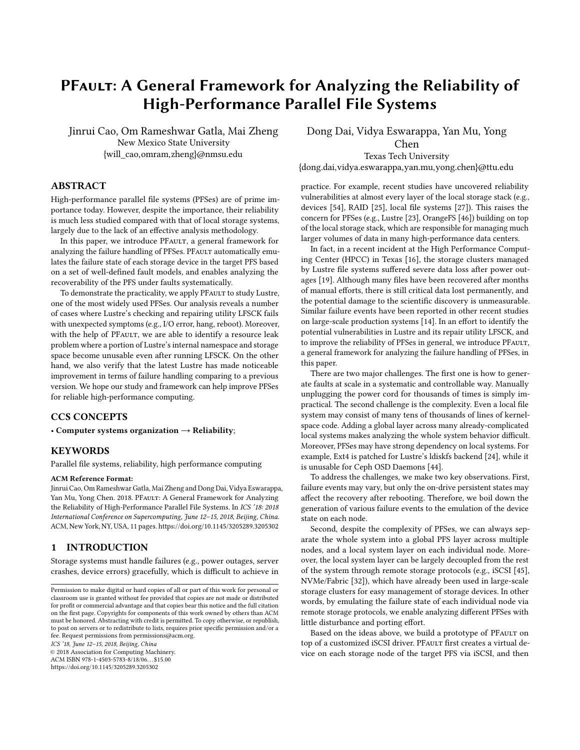# PFault: A General Framework for Analyzing the Reliability of High-Performance Parallel File Systems

Jinrui Cao, Om Rameshwar Gatla, Mai Zheng
New Mexico State University
{will_cao,omram,zheng}@nmsu.edu

Dong Dai, Vidya Eswarappa, Yan Mu, Yong Chen
Texas Tech University
{dong.dai,vidya.eswarappa,yan.mu,yong.chen}@ttu.edu

## ABSTRACT

High-performance parallel file systems (PFSes) are of prime importance today. However, despite the importance, their reliability is much less studied compared with that of local storage systems, largely due to the lack of an effective analysis methodology.

In this paper, we introduce PFault, a general framework for analyzing the failure handling of PFSes. PFault automatically emulates the failure state of each storage device in the target PFS based on a set of well-defined fault models, and enables analyzing the recoverability of the PFS under faults systematically.

To demonstrate the practicality, we apply PFault to study Lustre, one of the most widely used PFSes. Our analysis reveals a number of cases where Lustre's checking and repairing utility LFSCK fails with unexpected symptoms (e.g., I/O error, hang, reboot). Moreover, with the help of PFault, we are able to identify a resource leak problem where a portion of Lustre's internal namespace and storage space become unusable even after running LFSCK. On the other hand, we also verify that the latest Lustre has made noticeable improvement in terms of failure handling comparing to a previous version. We hope our study and framework can help improve PFSes for reliable high-performance computing.

## CCS CONCEPTS

• **Computer systems organization → Reliability**;

## KEYWORDS

Parallel file systems, reliability, high performance computing

**ACM Reference Format:**
Jinrui Cao, Om Rameshwar Gatla, Mai Zheng and Dong Dai, Vidya Eswarappa, Yan Mu, Yong Chen. 2018. PFault: A General Framework for Analyzing the Reliability of High-Performance Parallel File Systems. In *ICS '18: 2018 International Conference on Supercomputing, June 12–15, 2018, Beijing, China.* ACM, New York, NY, USA, 11 pages. https://doi.org/10.1145/3205289.3205302

## 1 INTRODUCTION

Storage systems must handle failures (e.g., power outages, server crashes, device errors) gracefully, which is difficult to achieve in practice. For example, recent studies have uncovered reliability vulnerabilities at almost every layer of the local storage stack (e.g., devices [54], RAID [25], local file systems [27]). This raises the concern for PFSes (e.g., Lustre [23], OrangeFS [46]) building on top of the local storage stack, which are responsible for managing much larger volumes of data in many high-performance data centers.

In fact, in a recent incident at the High Performance Computing Center (HPCC) in Texas [16], the storage clusters managed by Lustre file systems suffered severe data loss after power outages [19]. Although many files have been recovered after months of manual efforts, there is still critical data lost permanently, and the potential damage to the scientific discovery is unmeasurable. Similar failure events have been reported in other recent studies on large-scale production systems [14]. In an effort to identify the potential vulnerabilities in Lustre and its repair utility LFSCK, and to improve the reliability of PFSes in general, we introduce PFault, a general framework for analyzing the failure handling of PFSes, in this paper.

There are two major challenges. The first one is how to generate faults at scale in a systematic and controllable way. Manually unplugging the power cord for thousands of times is simply impractical. The second challenge is the complexity. Even a local file system may consist of many tens of thousands of lines of kernel-space code. Adding a global layer across many already-complicated local systems makes analyzing the whole system behavior difficult. Moreover, PFSes may have strong dependency on local systems. For example, Ext4 is patched for Lustre's ldiskfs backend [24], while it is unusable for Ceph OSD Daemons [44].

To address the challenges, we make two key observations. First, failure events may vary, but only the on-drive persistent states may affect the recovery after rebooting. Therefore, we boil down the generation of various failure events to the emulation of the device state on each node.

Second, despite the complexity of PFSes, we can always separate the whole system into a global PFS layer across multiple nodes, and a local system layer on each individual node. Moreover, the local system layer can be largely decoupled from the rest of the system through remote storage protocols (e.g., iSCSI [45], NVMe/Fabric [32]), which have already been used in large-scale storage clusters for easy management of storage devices. In other words, by emulating the failure state of each individual node via remote storage protocols, we enable analyzing different PFSes with little disturbance and porting effort.

Based on the ideas above, we build a prototype of PFault on top of a customized iSCSI driver. PFault first creates a virtual device on each storage node of the target PFS via iSCSI, and then

Permission to make digital or hard copies of all or part of this work for personal or classroom use is granted without fee provided that copies are not made or distributed for profit or commercial advantage and that copies bear this notice and the full citation on the first page. Copyrights for components of this work owned by others than ACM must be honored. Abstracting with credit is permitted. To copy otherwise, or republish, to post on servers or to redistribute to lists, requires prior specific permission and/or a fee. Request permissions from permissions@acm.org.
*ICS '18, June 12–15, 2018, Beijing, China*
© 2018 Association for Computing Machinery.
ACM ISBN 978-1-4503-5783-8/18/06…$15.00
https://doi.org/10.1145/3205289.3205302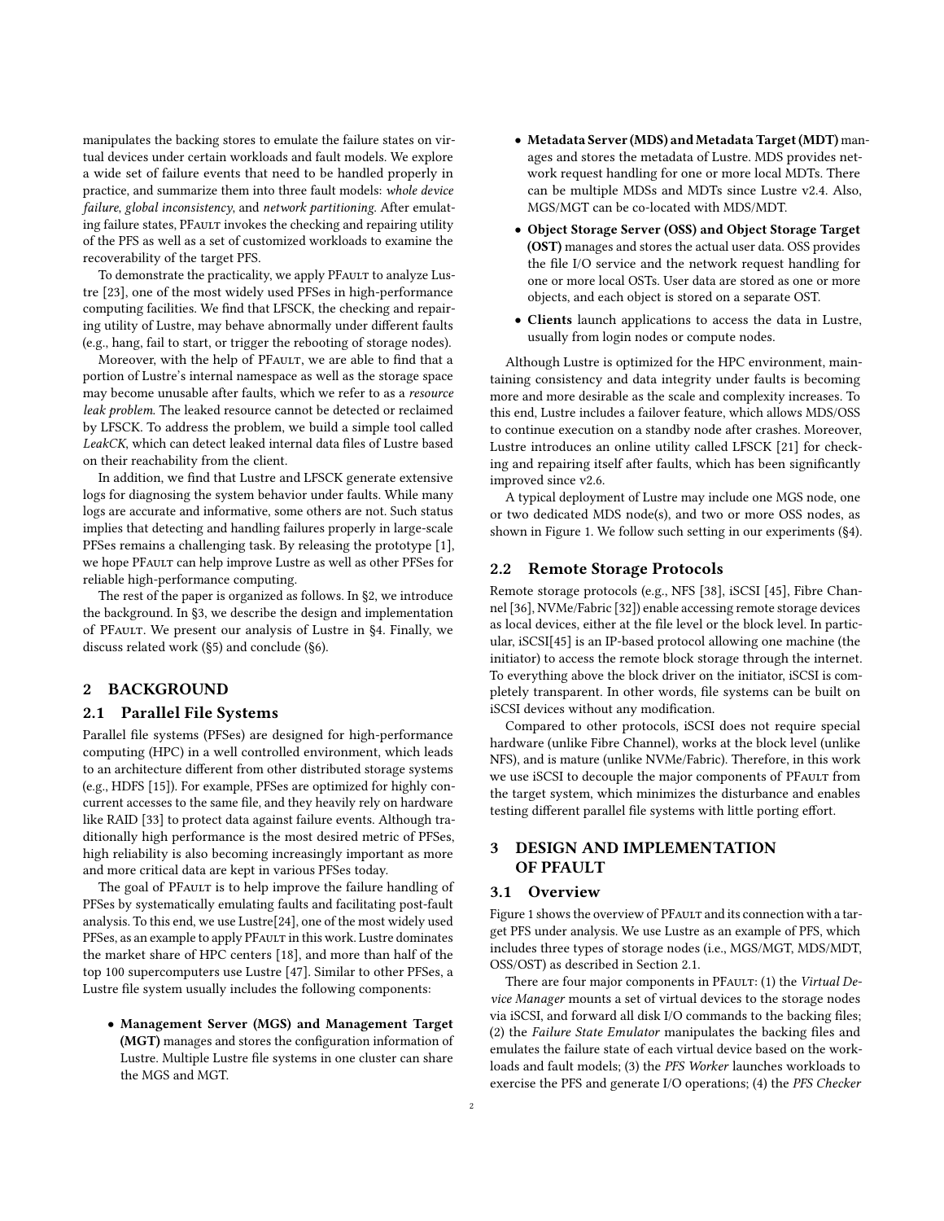manipulates the backing stores to emulate the failure states on virtual devices under certain workloads and fault models. We explore a wide set of failure events that need to be handled properly in practice, and summarize them into three fault models: *whole device failure*, *global inconsistency*, and *network partitioning*. After emulating failure states, PFault invokes the checking and repairing utility of the PFS as well as a set of customized workloads to examine the recoverability of the target PFS.

To demonstrate the practicality, we apply PFault to analyze Lustre [23], one of the most widely used PFSes in high-performance computing facilities. We find that LFSCK, the checking and repairing utility of Lustre, may behave abnormally under different faults (e.g., hang, fail to start, or trigger the rebooting of storage nodes).

Moreover, with the help of PFault, we are able to find that a portion of Lustre's internal namespace as well as the storage space may become unusable after faults, which we refer to as a *resource leak problem*. The leaked resource cannot be detected or reclaimed by LFSCK. To address the problem, we build a simple tool called *LeakCK*, which can detect leaked internal data files of Lustre based on their reachability from the client.

In addition, we find that Lustre and LFSCK generate extensive logs for diagnosing the system behavior under faults. While many logs are accurate and informative, some others are not. Such status implies that detecting and handling failures properly in large-scale PFSes remains a challenging task. By releasing the prototype [1], we hope PFault can help improve Lustre as well as other PFSes for reliable high-performance computing.

The rest of the paper is organized as follows. In §2, we introduce the background. In §3, we describe the design and implementation of PFault. We present our analysis of Lustre in §4. Finally, we discuss related work (§5) and conclude (§6).

## 2 BACKGROUND

### 2.1 Parallel File Systems

Parallel file systems (PFSes) are designed for high-performance computing (HPC) in a well controlled environment, which leads to an architecture different from other distributed storage systems (e.g., HDFS [15]). For example, PFSes are optimized for highly concurrent accesses to the same file, and they heavily rely on hardware like RAID [33] to protect data against failure events. Although traditionally high performance is the most desired metric of PFSes, high reliability is also becoming increasingly important as more and more critical data are kept in various PFSes today.

The goal of PFault is to help improve the failure handling of PFSes by systematically emulating faults and facilitating post-fault analysis. To this end, we use Lustre[24], one of the most widely used PFSes, as an example to apply PFault in this work. Lustre dominates the market share of HPC centers [18], and more than half of the top 100 supercomputers use Lustre [47]. Similar to other PFSes, a Lustre file system usually includes the following components:

- **Management Server (MGS) and Management Target (MGT)** manages and stores the configuration information of Lustre. Multiple Lustre file systems in one cluster can share the MGS and MGT.
- **Metadata Server (MDS) and Metadata Target (MDT)** manages and stores the metadata of Lustre. MDS provides network request handling for one or more local MDTs. There can be multiple MDSs and MDTs since Lustre v2.4. Also, MGS/MGT can be co-located with MDS/MDT.
- **Object Storage Server (OSS) and Object Storage Target (OST)** manages and stores the actual user data. OSS provides the file I/O service and the network request handling for one or more local OSTs. User data are stored as one or more objects, and each object is stored on a separate OST.
- **Clients** launch applications to access the data in Lustre, usually from login nodes or compute nodes.

Although Lustre is optimized for the HPC environment, maintaining consistency and data integrity under faults is becoming more and more desirable as the scale and complexity increases. To this end, Lustre includes a failover feature, which allows MDS/OSS to continue execution on a standby node after crashes. Moreover, Lustre introduces an online utility called LFSCK [21] for checking and repairing itself after faults, which has been significantly improved since v2.6.

A typical deployment of Lustre may include one MGS node, one or two dedicated MDS node(s), and two or more OSS nodes, as shown in Figure 1. We follow such setting in our experiments (§4).

### 2.2 Remote Storage Protocols

Remote storage protocols (e.g., NFS [38], iSCSI [45], Fibre Channel [36], NVMe/Fabric [32]) enable accessing remote storage devices as local devices, either at the file level or the block level. In particular, iSCSI[45] is an IP-based protocol allowing one machine (the initiator) to access the remote block storage through the internet. To everything above the block driver on the initiator, iSCSI is completely transparent. In other words, file systems can be built on iSCSI devices without any modification.

Compared to other protocols, iSCSI does not require special hardware (unlike Fibre Channel), works at the block level (unlike NFS), and is mature (unlike NVMe/Fabric). Therefore, in this work we use iSCSI to decouple the major components of PFault from the target system, which minimizes the disturbance and enables testing different parallel file systems with little porting effort.

## 3 DESIGN AND IMPLEMENTATION OF PFAULT

### 3.1 Overview

Figure 1 shows the overview of PFault and its connection with a target PFS under analysis. We use Lustre as an example of PFS, which includes three types of storage nodes (i.e., MGS/MGT, MDS/MDT, OSS/OST) as described in Section 2.1.

There are four major components in PFault: (1) the *Virtual Device Manager* mounts a set of virtual devices to the storage nodes via iSCSI, and forward all disk I/O commands to the backing files; (2) the *Failure State Emulator* manipulates the backing files and emulates the failure state of each virtual device based on the workloads and fault models; (3) the *PFS Worker* launches workloads to exercise the PFS and generate I/O operations; (4) the *PFS Checker*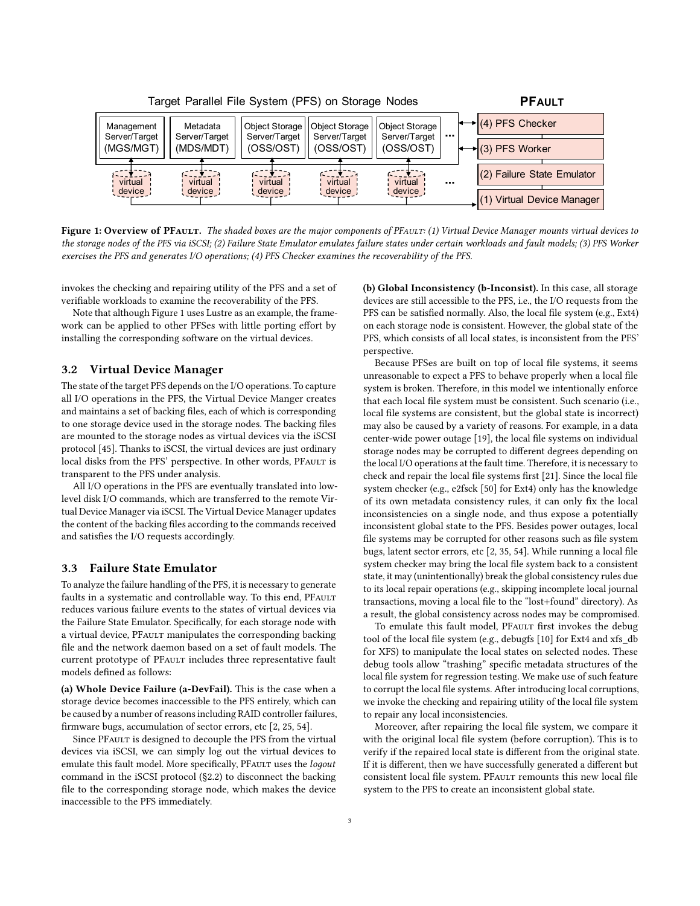Target Parallel File System (PFS) on Storage Nodes

PFAULT

Management Server/Target (MGS/MGT)

Metadata Server/Target (MDS/MDT)

Object Storage Server/Target (OSS/OST)

Object Storage Server/Target (OSS/OST)

Object Storage Server/Target (OSS/OST)

...

virtual device

virtual device

virtual device

virtual device

virtual device

...

(4) PFS Checker

(3) PFS Worker

(2) Failure State Emulator

(1) Virtual Device Manager

**Figure 1: Overview of PFault.** *The shaded boxes are the major components of PFault: (1) Virtual Device Manager mounts virtual devices to the storage nodes of the PFS via iSCSI; (2) Failure State Emulator emulates failure states under certain workloads and fault models; (3) PFS Worker exercises the PFS and generates I/O operations; (4) PFS Checker examines the recoverability of the PFS.*

invokes the checking and repairing utility of the PFS and a set of verifiable workloads to examine the recoverability of the PFS.

Note that although Figure 1 uses Lustre as an example, the framework can be applied to other PFSes with little porting effort by installing the corresponding software on the virtual devices.

### 3.2 Virtual Device Manager

The state of the target PFS depends on the I/O operations. To capture all I/O operations in the PFS, the Virtual Device Manger creates and maintains a set of backing files, each of which is corresponding to one storage device used in the storage nodes. The backing files are mounted to the storage nodes as virtual devices via the iSCSI protocol [45]. Thanks to iSCSI, the virtual devices are just ordinary local disks from the PFS' perspective. In other words, PFault is transparent to the PFS under analysis.

All I/O operations in the PFS are eventually translated into low-level disk I/O commands, which are transferred to the remote Virtual Device Manager via iSCSI. The Virtual Device Manager updates the content of the backing files according to the commands received and satisfies the I/O requests accordingly.

### 3.3 Failure State Emulator

To analyze the failure handling of the PFS, it is necessary to generate faults in a systematic and controllable way. To this end, PFault reduces various failure events to the states of virtual devices via the Failure State Emulator. Specifically, for each storage node with a virtual device, PFault manipulates the corresponding backing file and the network daemon based on a set of fault models. The current prototype of PFault includes three representative fault models defined as follows:

**(a) Whole Device Failure (a-DevFail).** This is the case when a storage device becomes inaccessible to the PFS entirely, which can be caused by a number of reasons including RAID controller failures, firmware bugs, accumulation of sector errors, etc [2, 25, 54].

Since PFault is designed to decouple the PFS from the virtual devices via iSCSI, we can simply log out the virtual devices to emulate this fault model. More specifically, PFault uses the *logout* command in the iSCSI protocol (§2.2) to disconnect the backing file to the corresponding storage node, which makes the device inaccessible to the PFS immediately.

**(b) Global Inconsistency (b-Inconsist).** In this case, all storage devices are still accessible to the PFS, i.e., the I/O requests from the PFS can be satisfied normally. Also, the local file system (e.g., Ext4) on each storage node is consistent. However, the global state of the PFS, which consists of all local states, is inconsistent from the PFS' perspective.

Because PFSes are built on top of local file systems, it seems unreasonable to expect a PFS to behave properly when a local file system is broken. Therefore, in this model we intentionally enforce that each local file system must be consistent. Such scenario (i.e., local file systems are consistent, but the global state is incorrect) may also be caused by a variety of reasons. For example, in a data center-wide power outage [19], the local file systems on individual storage nodes may be corrupted to different degrees depending on the local I/O operations at the fault time. Therefore, it is necessary to check and repair the local file systems first [21]. Since the local file system checker (e.g., e2fsck [50] for Ext4) only has the knowledge of its own metadata consistency rules, it can only fix the local inconsistencies on a single node, and thus expose a potentially inconsistent global state to the PFS. Besides power outages, local file systems may be corrupted for other reasons such as file system bugs, latent sector errors, etc [2, 35, 54]. While running a local file system checker may bring the local file system back to a consistent state, it may (unintentionally) break the global consistency rules due to its local repair operations (e.g., skipping incomplete local journal transactions, moving a local file to the "lost+found" directory). As a result, the global consistency across nodes may be compromised.

To emulate this fault model, PFault first invokes the debug tool of the local file system (e.g., debugfs [10] for Ext4 and xfs_db for XFS) to manipulate the local states on selected nodes. These debug tools allow "trashing" specific metadata structures of the local file system for regression testing. We make use of such feature to corrupt the local file systems. After introducing local corruptions, we invoke the checking and repairing utility of the local file system to repair any local inconsistencies.

Moreover, after repairing the local file system, we compare it with the original local file system (before corruption). This is to verify if the repaired local state is different from the original state. If it is different, then we have successfully generated a different but consistent local file system. PFault remounts this new local file system to the PFS to create an inconsistent global state.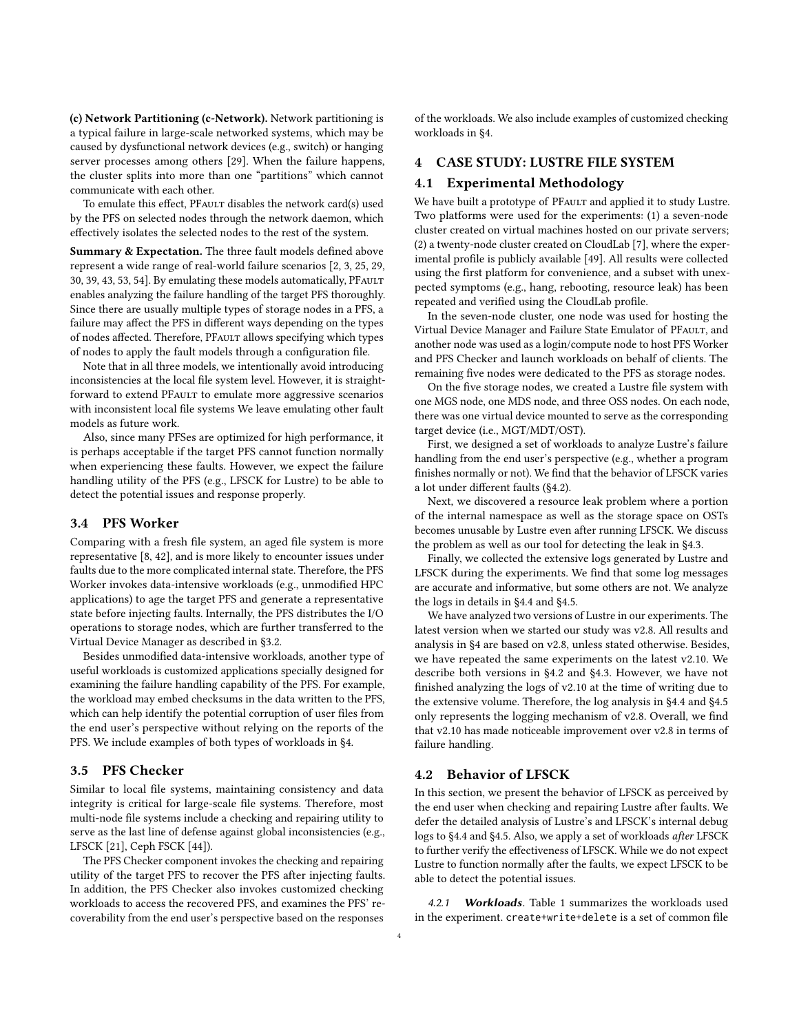**(c) Network Partitioning (c-Network).** Network partitioning is a typical failure in large-scale networked systems, which may be caused by dysfunctional network devices (e.g., switch) or hanging server processes among others [29]. When the failure happens, the cluster splits into more than one "partitions" which cannot communicate with each other.

To emulate this effect, PFault disables the network card(s) used by the PFS on selected nodes through the network daemon, which effectively isolates the selected nodes to the rest of the system.

**Summary & Expectation.** The three fault models defined above represent a wide range of real-world failure scenarios [2, 3, 25, 29, 30, 39, 43, 53, 54]. By emulating these models automatically, PFault enables analyzing the failure handling of the target PFS thoroughly. Since there are usually multiple types of storage nodes in a PFS, a failure may affect the PFS in different ways depending on the types of nodes affected. Therefore, PFault allows specifying which types of nodes to apply the fault models through a configuration file.

Note that in all three models, we intentionally avoid introducing inconsistencies at the local file system level. However, it is straightforward to extend PFault to emulate more aggressive scenarios with inconsistent local file systems We leave emulating other fault models as future work.

Also, since many PFSes are optimized for high performance, it is perhaps acceptable if the target PFS cannot function normally when experiencing these faults. However, we expect the failure handling utility of the PFS (e.g., LFSCK for Lustre) to be able to detect the potential issues and response properly.

### 3.4 PFS Worker

Comparing with a fresh file system, an aged file system is more representative [8, 42], and is more likely to encounter issues under faults due to the more complicated internal state. Therefore, the PFS Worker invokes data-intensive workloads (e.g., unmodified HPC applications) to age the target PFS and generate a representative state before injecting faults. Internally, the PFS distributes the I/O operations to storage nodes, which are further transferred to the Virtual Device Manager as described in §3.2.

Besides unmodified data-intensive workloads, another type of useful workloads is customized applications specially designed for examining the failure handling capability of the PFS. For example, the workload may embed checksums in the data written to the PFS, which can help identify the potential corruption of user files from the end user's perspective without relying on the reports of the PFS. We include examples of both types of workloads in §4.

### 3.5 PFS Checker

Similar to local file systems, maintaining consistency and data integrity is critical for large-scale file systems. Therefore, most multi-node file systems include a checking and repairing utility to serve as the last line of defense against global inconsistencies (e.g., LFSCK [21], Ceph FSCK [44]).

The PFS Checker component invokes the checking and repairing utility of the target PFS to recover the PFS after injecting faults. In addition, the PFS Checker also invokes customized checking workloads to access the recovered PFS, and examines the PFS' recoverability from the end user's perspective based on the responses of the workloads. We also include examples of customized checking workloads in §4.

## 4 CASE STUDY: LUSTRE FILE SYSTEM

### 4.1 Experimental Methodology

We have built a prototype of PFault and applied it to study Lustre. Two platforms were used for the experiments: (1) a seven-node cluster created on virtual machines hosted on our private servers; (2) a twenty-node cluster created on CloudLab [7], where the experimental profile is publicly available [49]. All results were collected using the first platform for convenience, and a subset with unexpected symptoms (e.g., hang, rebooting, resource leak) has been repeated and verified using the CloudLab profile.

In the seven-node cluster, one node was used for hosting the Virtual Device Manager and Failure State Emulator of PFault, and another node was used as a login/compute node to host PFS Worker and PFS Checker and launch workloads on behalf of clients. The remaining five nodes were dedicated to the PFS as storage nodes.

On the five storage nodes, we created a Lustre file system with one MGS node, one MDS node, and three OSS nodes. On each node, there was one virtual device mounted to serve as the corresponding target device (i.e., MGT/MDT/OST).

First, we designed a set of workloads to analyze Lustre's failure handling from the end user's perspective (e.g., whether a program finishes normally or not). We find that the behavior of LFSCK varies a lot under different faults (§4.2).

Next, we discovered a resource leak problem where a portion of the internal namespace as well as the storage space on OSTs becomes unusable by Lustre even after running LFSCK. We discuss the problem as well as our tool for detecting the leak in §4.3.

Finally, we collected the extensive logs generated by Lustre and LFSCK during the experiments. We find that some log messages are accurate and informative, but some others are not. We analyze the logs in details in §4.4 and §4.5.

We have analyzed two versions of Lustre in our experiments. The latest version when we started our study was v2.8. All results and analysis in §4 are based on v2.8, unless stated otherwise. Besides, we have repeated the same experiments on the latest v2.10. We describe both versions in §4.2 and §4.3. However, we have not finished analyzing the logs of v2.10 at the time of writing due to the extensive volume. Therefore, the log analysis in §4.4 and §4.5 only represents the logging mechanism of v2.8. Overall, we find that v2.10 has made noticeable improvement over v2.8 in terms of failure handling.

### 4.2 Behavior of LFSCK

In this section, we present the behavior of LFSCK as perceived by the end user when checking and repairing Lustre after faults. We defer the detailed analysis of Lustre's and LFSCK's internal debug logs to §4.4 and §4.5. Also, we apply a set of workloads *after* LFSCK to further verify the effectiveness of LFSCK. While we do not expect Lustre to function normally after the faults, we expect LFSCK to be able to detect the potential issues.

*4.2.1* ***Workloads***. Table 1 summarizes the workloads used in the experiment. `create+write+delete` is a set of common file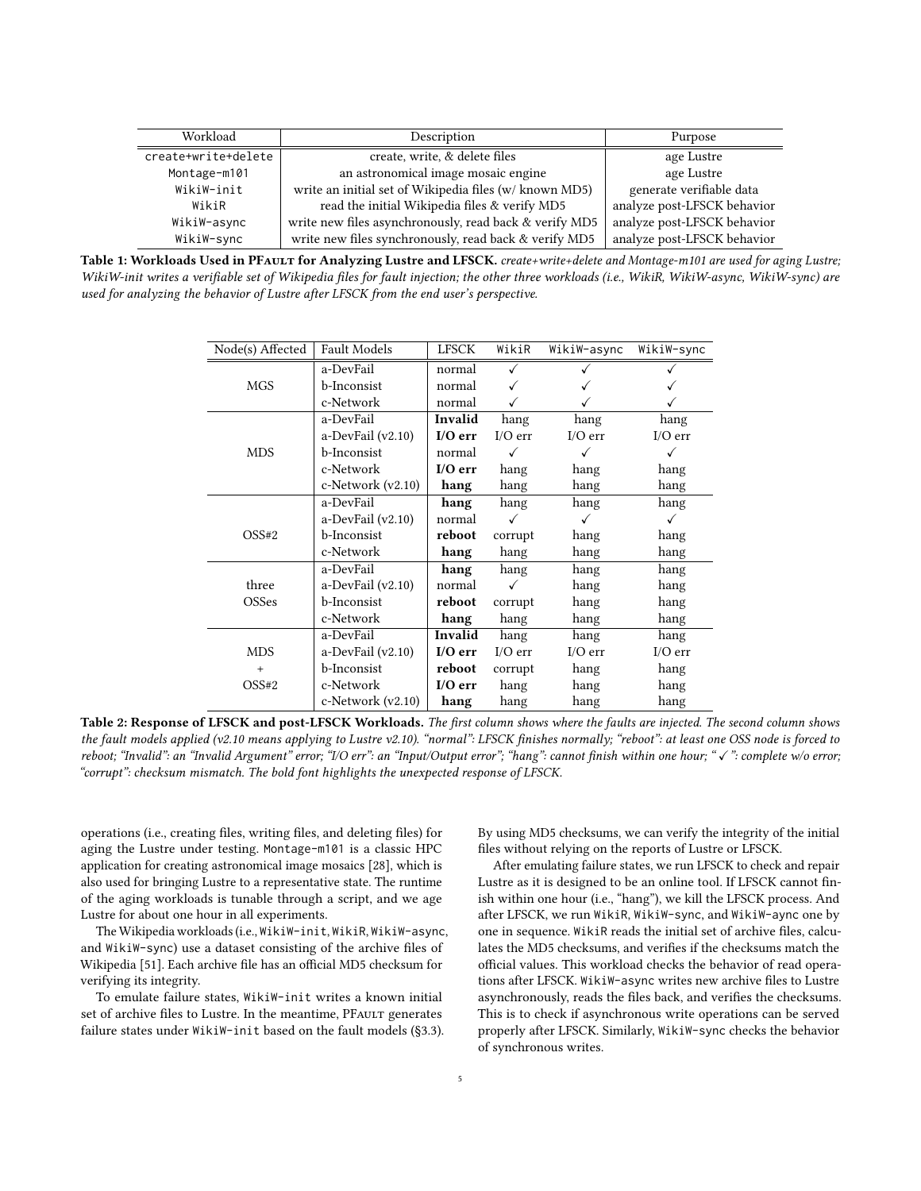| Workload | Description | Purpose |
|---|---|---|
| `create+write+delete` | create, write, & delete files | age Lustre |
| `Montage-m101` | an astronomical image mosaic engine | age Lustre |
| `WikiW-init` | write an initial set of Wikipedia files (w/ known MD5) | generate verifiable data |
| `WikiR` | read the initial Wikipedia files & verify MD5 | analyze post-LFSCK behavior |
| `WikiW-async` | write new files asynchronously, read back & verify MD5 | analyze post-LFSCK behavior |
| `WikiW-sync` | write new files synchronously, read back & verify MD5 | analyze post-LFSCK behavior |

**Table 1: Workloads Used in PFault for Analyzing Lustre and LFSCK.** *create+write+delete and Montage-m101 are used for aging Lustre; WikiW-init writes a verifiable set of Wikipedia files for fault injection; the other three workloads (i.e., WikiR, WikiW-async, WikiW-sync) are used for analyzing the behavior of Lustre after LFSCK from the end user's perspective.*

| Node(s) Affected | Fault Models | LFSCK | `WikiR` | `WikiW-async` | `WikiW-sync` |
|---|---|---|---|---|---|
| MGS | a-DevFail | normal | ✓ | ✓ | ✓ |
| | b-Inconsist | normal | ✓ | ✓ | ✓ |
| | c-Network | normal | ✓ | ✓ | ✓ |
| MDS | a-DevFail | **Invalid** | hang | hang | hang |
| | a-DevFail (v2.10) | **I/O err** | I/O err | I/O err | I/O err |
| | b-Inconsist | normal | ✓ | ✓ | ✓ |
| | c-Network | **I/O err** | hang | hang | hang |
| | c-Network (v2.10) | **hang** | hang | hang | hang |
| OSS#2 | a-DevFail | **hang** | hang | hang | hang |
| | a-DevFail (v2.10) | normal | ✓ | ✓ | ✓ |
| | b-Inconsist | **reboot** | corrupt | hang | hang |
| | c-Network | **hang** | hang | hang | hang |
| three OSSes | a-DevFail | **hang** | hang | hang | hang |
| | a-DevFail (v2.10) | normal | ✓ | hang | hang |
| | b-Inconsist | **reboot** | corrupt | hang | hang |
| | c-Network | **hang** | hang | hang | hang |
| MDS + OSS#2 | a-DevFail | **Invalid** | hang | hang | hang |
| | a-DevFail (v2.10) | **I/O err** | I/O err | I/O err | I/O err |
| | b-Inconsist | **reboot** | corrupt | hang | hang |
| | c-Network | **I/O err** | hang | hang | hang |
| | c-Network (v2.10) | **hang** | hang | hang | hang |

**Table 2: Response of LFSCK and post-LFSCK Workloads.** *The first column shows where the faults are injected. The second column shows the fault models applied (v2.10 means applying to Lustre v2.10). "normal": LFSCK finishes normally; "reboot": at least one OSS node is forced to reboot; "Invalid": an "Invalid Argument" error; "I/O err": an "Input/Output error"; "hang": cannot finish within one hour; "✓": complete w/o error; "corrupt": checksum mismatch. The bold font highlights the unexpected response of LFSCK.*

operations (i.e., creating files, writing files, and deleting files) for aging the Lustre under testing. `Montage-m101` is a classic HPC application for creating astronomical image mosaics [28], which is also used for bringing Lustre to a representative state. The runtime of the aging workloads is tunable through a script, and we age Lustre for about one hour in all experiments.

The Wikipedia workloads (i.e., `WikiW-init`, `WikiR`, `WikiW-async`, and `WikiW-sync`) use a dataset consisting of the archive files of Wikipedia [51]. Each archive file has an official MD5 checksum for verifying its integrity.

To emulate failure states, `WikiW-init` writes a known initial set of archive files to Lustre. In the meantime, PFault generates failure states under `WikiW-init` based on the fault models (§3.3). By using MD5 checksums, we can verify the integrity of the initial files without relying on the reports of Lustre or LFSCK.

After emulating failure states, we run LFSCK to check and repair Lustre as it is designed to be an online tool. If LFSCK cannot finish within one hour (i.e., "hang"), we kill the LFSCK process. And after LFSCK, we run `WikiR`, `WikiW-sync`, and `WikiW-aync` one by one in sequence. `WikiR` reads the initial set of archive files, calculates the MD5 checksums, and verifies if the checksums match the official values. This workload checks the behavior of read operations after LFSCK. `WikiW-async` writes new archive files to Lustre asynchronously, reads the files back, and verifies the checksums. This is to check if asynchronous write operations can be served properly after LFSCK. Similarly, `WikiW-sync` checks the behavior of synchronous writes.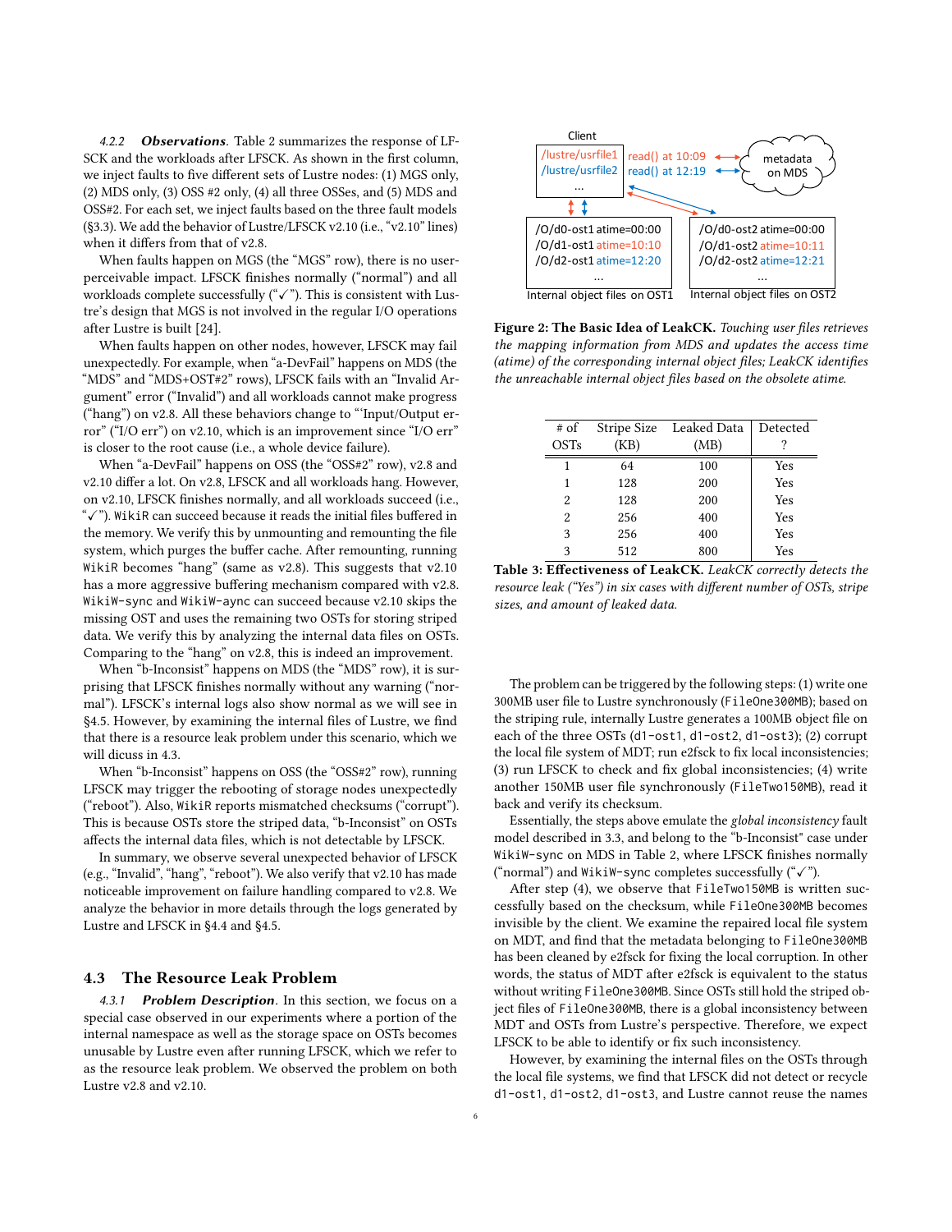*4.2.2 **Observations**.* Table 2 summarizes the response of LFSCK and the workloads after LFSCK. As shown in the first column, we inject faults to five different sets of Lustre nodes: (1) MGS only, (2) MDS only, (3) OSS #2 only, (4) all three OSSes, and (5) MDS and OSS#2. For each set, we inject faults based on the three fault models (§3.3). We add the behavior of Lustre/LFSCK v2.10 (i.e., "v2.10" lines) when it differs from that of v2.8.

When faults happen on MGS (the "MGS" row), there is no user-perceivable impact. LFSCK finishes normally ("normal") and all workloads complete successfully ("✓"). This is consistent with Lustre's design that MGS is not involved in the regular I/O operations after Lustre is built [24].

When faults happen on other nodes, however, LFSCK may fail unexpectedly. For example, when "a-DevFail" happens on MDS (the "MDS" and "MDS+OST#2" rows), LFSCK fails with an "Invalid Argument" error ("Invalid") and all workloads cannot make progress ("hang") on v2.8. All these behaviors change to "'Input/Output error" ("I/O err") on v2.10, which is an improvement since "I/O err" is closer to the root cause (i.e., a whole device failure).

When "a-DevFail" happens on OSS (the "OSS#2" row), v2.8 and v2.10 differ a lot. On v2.8, LFSCK and all workloads hang. However, on v2.10, LFSCK finishes normally, and all workloads succeed (i.e., "✓"). WikiR can succeed because it reads the initial files buffered in the memory. We verify this by unmounting and remounting the file system, which purges the buffer cache. After remounting, running WikiR becomes "hang" (same as v2.8). This suggests that v2.10 has a more aggressive buffering mechanism compared with v2.8. WikiW-sync and WikiW-aync can succeed because v2.10 skips the missing OST and uses the remaining two OSTs for storing striped data. We verify this by analyzing the internal data files on OSTs. Comparing to the "hang" on v2.8, this is indeed an improvement.

When "b-Inconsist" happens on MDS (the "MDS" row), it is surprising that LFSCK finishes normally without any warning ("normal"). LFSCK's internal logs also show normal as we will see in §4.5. However, by examining the internal files of Lustre, we find that there is a resource leak problem under this scenario, which we will dicuss in 4.3.

When "b-Inconsist" happens on OSS (the "OSS#2" row), running LFSCK may trigger the rebooting of storage nodes unexpectedly ("reboot"). Also, WikiR reports mismatched checksums ("corrupt"). This is because OSTs store the striped data, "b-Inconsist" on OSTs affects the internal data files, which is not detectable by LFSCK.

In summary, we observe several unexpected behavior of LFSCK (e.g., "Invalid", "hang", "reboot"). We also verify that v2.10 has made noticeable improvement on failure handling compared to v2.8. We analyze the behavior in more details through the logs generated by Lustre and LFSCK in §4.4 and §4.5.

## 4.3 The Resource Leak Problem

*4.3.1 **Problem Description**.* In this section, we focus on a special case observed in our experiments where a portion of the internal namespace as well as the storage space on OSTs becomes unusable by Lustre even after running LFSCK, which we refer to as the resource leak problem. We observed the problem on both Lustre v2.8 and v2.10.

**Figure 2: The Basic Idea of LeakCK.** *Touching user files retrieves the mapping information from MDS and updates the access time (atime) of the corresponding internal object files; LeakCK identifies the unreachable internal object files based on the obsolete atime.*

| # of OSTs | Stripe Size (KB) | Leaked Data (MB) | Detected ? |
|---|---|---|---|
| 1 | 64 | 100 | Yes |
| 1 | 128 | 200 | Yes |
| 2 | 128 | 200 | Yes |
| 2 | 256 | 400 | Yes |
| 3 | 256 | 400 | Yes |
| 3 | 512 | 800 | Yes |

**Table 3: Effectiveness of LeakCK.** *LeakCK correctly detects the resource leak ("Yes") in six cases with different number of OSTs, stripe sizes, and amount of leaked data.*

The problem can be triggered by the following steps: (1) write one 300MB user file to Lustre synchronously (FileOne300MB); based on the striping rule, internally Lustre generates a 100MB object file on each of the three OSTs (d1-ost1, d1-ost2, d1-ost3); (2) corrupt the local file system of MDT; run e2fsck to fix local inconsistencies; (3) run LFSCK to check and fix global inconsistencies; (4) write another 150MB user file synchronously (FileTwo150MB), read it back and verify its checksum.

Essentially, the steps above emulate the *global inconsistency* fault model described in 3.3, and belong to the "b-Inconsist" case under WikiW-sync on MDS in Table 2, where LFSCK finishes normally ("normal") and WikiW-sync completes successfully ("✓").

After step (4), we observe that FileTwo150MB is written successfully based on the checksum, while FileOne300MB becomes invisible by the client. We examine the repaired local file system on MDT, and find that the metadata belonging to FileOne300MB has been cleaned by e2fsck for fixing the local corruption. In other words, the status of MDT after e2fsck is equivalent to the status without writing FileOne300MB. Since OSTs still hold the striped object files of FileOne300MB, there is a global inconsistency between MDT and OSTs from Lustre's perspective. Therefore, we expect LFSCK to be able to identify or fix such inconsistency.

However, by examining the internal files on the OSTs through the local file systems, we find that LFSCK did not detect or recycle d1-ost1, d1-ost2, d1-ost3, and Lustre cannot reuse the names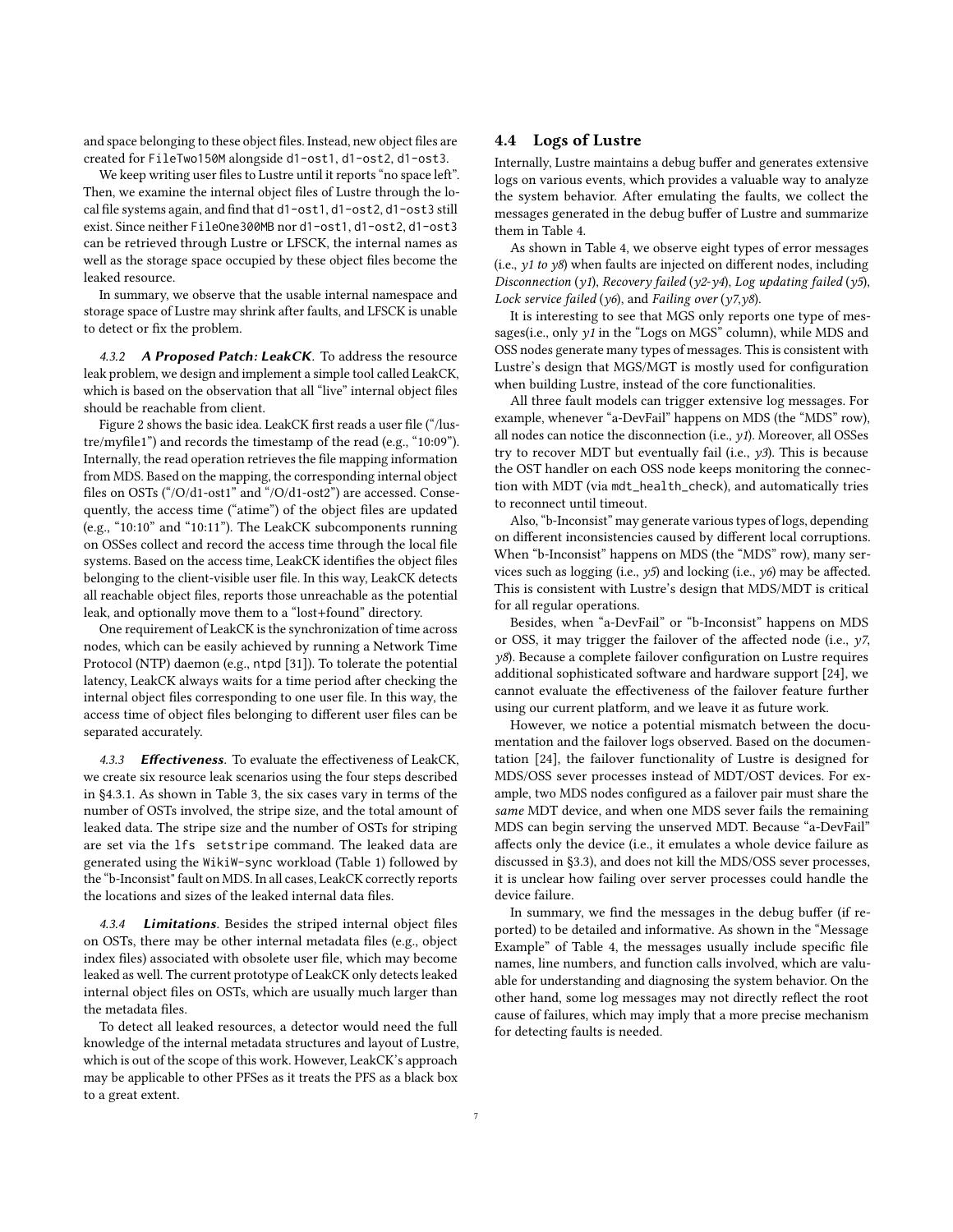and space belonging to these object files. Instead, new object files are created for FileTwo150M alongside d1-ost1, d1-ost2, d1-ost3.

We keep writing user files to Lustre until it reports "no space left". Then, we examine the internal object files of Lustre through the local file systems again, and find that d1-ost1, d1-ost2, d1-ost3 still exist. Since neither FileOne300MB nor d1-ost1, d1-ost2, d1-ost3 can be retrieved through Lustre or LFSCK, the internal names as well as the storage space occupied by these object files become the leaked resource.

In summary, we observe that the usable internal namespace and storage space of Lustre may shrink after faults, and LFSCK is unable to detect or fix the problem.

#### 4.3.2 *A Proposed Patch: LeakCK*.

To address the resource leak problem, we design and implement a simple tool called LeakCK, which is based on the observation that all "live" internal object files should be reachable from client.

Figure 2 shows the basic idea. LeakCK first reads a user file ("/lustre/myfile1") and records the timestamp of the read (e.g., "10:09"). Internally, the read operation retrieves the file mapping information from MDS. Based on the mapping, the corresponding internal object files on OSTs ("/O/d1-ost1" and "/O/d1-ost2") are accessed. Consequently, the access time ("atime") of the object files are updated (e.g., "10:10" and "10:11"). The LeakCK subcomponents running on OSSes collect and record the access time through the local file systems. Based on the access time, LeakCK identifies the object files belonging to the client-visible user file. In this way, LeakCK detects all reachable object files, reports those unreachable as the potential leak, and optionally move them to a "lost+found" directory.

One requirement of LeakCK is the synchronization of time across nodes, which can be easily achieved by running a Network Time Protocol (NTP) daemon (e.g., ntpd [31]). To tolerate the potential latency, LeakCK always waits for a time period after checking the internal object files corresponding to one user file. In this way, the access time of object files belonging to different user files can be separated accurately.

#### 4.3.3 *Effectiveness*.

To evaluate the effectiveness of LeakCK, we create six resource leak scenarios using the four steps described in §4.3.1. As shown in Table 3, the six cases vary in terms of the number of OSTs involved, the stripe size, and the total amount of leaked data. The stripe size and the number of OSTs for striping are set via the `lfs setstripe` command. The leaked data are generated using the WikiW-sync workload (Table 1) followed by the "b-Inconsist" fault on MDS. In all cases, LeakCK correctly reports the locations and sizes of the leaked internal data files.

#### 4.3.4 *Limitations*.

Besides the striped internal object files on OSTs, there may be other internal metadata files (e.g., object index files) associated with obsolete user file, which may become leaked as well. The current prototype of LeakCK only detects leaked internal object files on OSTs, which are usually much larger than the metadata files.

To detect all leaked resources, a detector would need the full knowledge of the internal metadata structures and layout of Lustre, which is out of the scope of this work. However, LeakCK's approach may be applicable to other PFSes as it treats the PFS as a black box to a great extent.

## 4.4 Logs of Lustre

Internally, Lustre maintains a debug buffer and generates extensive logs on various events, which provides a valuable way to analyze the system behavior. After emulating the faults, we collect the messages generated in the debug buffer of Lustre and summarize them in Table 4.

As shown in Table 4, we observe eight types of error messages (i.e., *y1 to y8*) when faults are injected on different nodes, including *Disconnection* (*y1*), *Recovery failed* (*y2-y4*), *Log updating failed* (*y5*), *Lock service failed* (*y6*), and *Failing over* (*y7*,*y8*).

It is interesting to see that MGS only reports one type of messages(i.e., only *y1* in the "Logs on MGS" column), while MDS and OSS nodes generate many types of messages. This is consistent with Lustre's design that MGS/MGT is mostly used for configuration when building Lustre, instead of the core functionalities.

All three fault models can trigger extensive log messages. For example, whenever "a-DevFail" happens on MDS (the "MDS" row), all nodes can notice the disconnection (i.e., *y1*). Moreover, all OSSes try to recover MDT but eventually fail (i.e., *y3*). This is because the OST handler on each OSS node keeps monitoring the connection with MDT (via mdt_health_check), and automatically tries to reconnect until timeout.

Also, "b-Inconsist" may generate various types of logs, depending on different inconsistencies caused by different local corruptions. When "b-Inconsist" happens on MDS (the "MDS" row), many services such as logging (i.e., *y5*) and locking (i.e., *y6*) may be affected. This is consistent with Lustre's design that MDS/MDT is critical for all regular operations.

Besides, when "a-DevFail" or "b-Inconsist" happens on MDS or OSS, it may trigger the failover of the affected node (i.e., *y7*, *y8*). Because a complete failover configuration on Lustre requires additional sophisticated software and hardware support [24], we cannot evaluate the effectiveness of the failover feature further using our current platform, and we leave it as future work.

However, we notice a potential mismatch between the documentation and the failover logs observed. Based on the documentation [24], the failover functionality of Lustre is designed for MDS/OSS sever processes instead of MDT/OST devices. For example, two MDS nodes configured as a failover pair must share the *same* MDT device, and when one MDS sever fails the remaining MDS can begin serving the unserved MDT. Because "a-DevFail" affects only the device (i.e., it emulates a whole device failure as discussed in §3.3), and does not kill the MDS/OSS sever processes, it is unclear how failing over server processes could handle the device failure.

In summary, we find the messages in the debug buffer (if reported) to be detailed and informative. As shown in the "Message Example" of Table 4, the messages usually include specific file names, line numbers, and function calls involved, which are valuable for understanding and diagnosing the system behavior. On the other hand, some log messages may not directly reflect the root cause of failures, which may imply that a more precise mechanism for detecting faults is needed.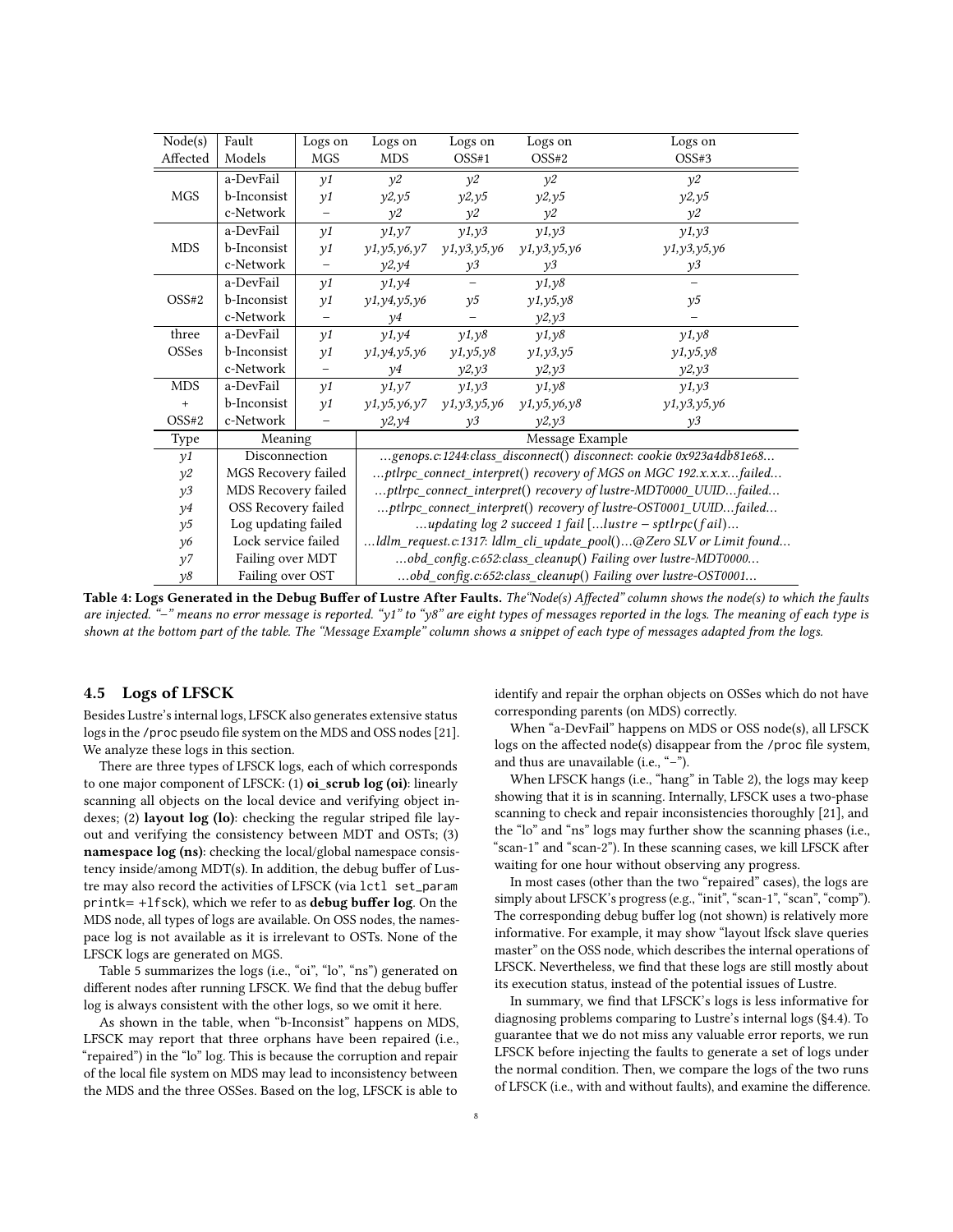| Node(s) Affected | Fault Models | Logs on MGS | Logs on MDS | Logs on OSS#1 | Logs on OSS#2 | Logs on OSS#3 |
|---|---|---|---|---|---|---|
| MGS | a-DevFail | *y1* | *y2* | *y2* | *y2* | *y2* |
| | b-Inconsist | *y1* | *y2,y5* | *y2,y5* | *y2,y5* | *y2,y5* |
| | c-Network | – | *y2* | *y2* | *y2* | *y2* |
| MDS | a-DevFail | *y1* | *y1,y7* | *y1,y3* | *y1,y3* | *y1,y3* |
| | b-Inconsist | *y1* | *y1,y5,y6,y7* | *y1,y3,y5,y6* | *y1,y3,y5,y6* | *y1,y3,y5,y6* |
| | c-Network | – | *y2,y4* | *y3* | *y3* | *y3* |
| OSS#2 | a-DevFail | *y1* | *y1,y4* | – | *y1,y8* | – |
| | b-Inconsist | *y1* | *y1,y4,y5,y6* | *y5* | *y1,y5,y8* | *y5* |
| | c-Network | – | *y4* | – | *y2,y3* | – |
| three OSSes | a-DevFail | *y1* | *y1,y4* | *y1,y8* | *y1,y8* | *y1,y8* |
| | b-Inconsist | *y1* | *y1,y4,y5,y6* | *y1,y5,y8* | *y1,y3,y5* | *y1,y5,y8* |
| | c-Network | – | *y4* | *y2,y3* | *y2,y3* | *y2,y3* |
| MDS + OSS#2 | a-DevFail | *y1* | *y1,y7* | *y1,y3* | *y1,y8* | *y1,y3* |
| | b-Inconsist | *y1* | *y1,y5,y6,y7* | *y1,y3,y5,y6* | *y1,y5,y6,y8* | *y1,y3,y5,y6* |
| | c-Network | – | *y2,y4* | *y3* | *y2,y3* | *y3* |

| Type | Meaning | Message Example |
|---|---|---|
| *y1* | Disconnection | *...genops.c:1244:class_disconnect() disconnect: cookie 0x923a4db81e68...* |
| *y2* | MGS Recovery failed | *...ptlrpc_connect_interpret() recovery of MGS on MGC 192.x.x.x...failed...* |
| *y3* | MDS Recovery failed | *...ptlrpc_connect_interpret() recovery of lustre-MDT0000_UUID...failed...* |
| *y4* | OSS Recovery failed | *...ptlrpc_connect_interpret() recovery of lustre-OST0001_UUID...failed...* |
| *y5* | Log updating failed | *...updating log 2 succeed 1 fail [...lustre − sptlrpc(fail)...* |
| *y6* | Lock service failed | *...ldlm_request.c:1317: ldlm_cli_update_pool()...@Zero SLV or Limit found...* |
| *y7* | Failing over MDT | *...obd_config.c:652:class_cleanup() Failing over lustre-MDT0000...* |
| *y8* | Failing over OST | *...obd_config.c:652:class_cleanup() Failing over lustre-OST0001...* |

**Table 4: Logs Generated in the Debug Buffer of Lustre After Faults.** *The "Node(s) Affected" column shows the node(s) to which the faults are injected. "–" means no error message is reported. "y1" to "y8" are eight types of messages reported in the logs. The meaning of each type is shown at the bottom part of the table. The "Message Example" column shows a snippet of each type of messages adapted from the logs.*

### 4.5 Logs of LFSCK

Besides Lustre's internal logs, LFSCK also generates extensive status logs in the `/proc` pseudo file system on the MDS and OSS nodes [21]. We analyze these logs in this section.

There are three types of LFSCK logs, each of which corresponds to one major component of LFSCK: (1) **oi_scrub log (oi)**: linearly scanning all objects on the local device and verifying object indexes; (2) **layout log (lo)**: checking the regular striped file layout and verifying the consistency between MDT and OSTs; (3) **namespace log (ns)**: checking the local/global namespace consistency inside/among MDT(s). In addition, the debug buffer of Lustre may also record the activities of LFSCK (via `lctl set_param printk= +lfsck`), which we refer to as **debug buffer log**. On the MDS node, all types of logs are available. On OSS nodes, the namespace log is not available as it is irrelevant to OSTs. None of the LFSCK logs are generated on MGS.

Table 5 summarizes the logs (i.e., "oi", "lo", "ns") generated on different nodes after running LFSCK. We find that the debug buffer log is always consistent with the other logs, so we omit it here.

As shown in the table, when "b-Inconsist" happens on MDS, LFSCK may report that three orphans have been repaired (i.e., "repaired") in the "lo" log. This is because the corruption and repair of the local file system on MDS may lead to inconsistency between the MDS and the three OSSes. Based on the log, LFSCK is able to identify and repair the orphan objects on OSSes which do not have corresponding parents (on MDS) correctly.

When "a-DevFail" happens on MDS or OSS node(s), all LFSCK logs on the affected node(s) disappear from the `/proc` file system, and thus are unavailable (i.e., "–").

When LFSCK hangs (i.e., "hang" in Table 2), the logs may keep showing that it is in scanning. Internally, LFSCK uses a two-phase scanning to check and repair inconsistencies thoroughly [21], and the "lo" and "ns" logs may further show the scanning phases (i.e., "scan-1" and "scan-2"). In these scanning cases, we kill LFSCK after waiting for one hour without observing any progress.

In most cases (other than the two "repaired" cases), the logs are simply about LFSCK's progress (e.g., "init", "scan-1", "scan", "comp"). The corresponding debug buffer log (not shown) is relatively more informative. For example, it may show "layout lfsck slave queries master" on the OSS node, which describes the internal operations of LFSCK. Nevertheless, we find that these logs are still mostly about its execution status, instead of the potential issues of Lustre.

In summary, we find that LFSCK's logs is less informative for diagnosing problems comparing to Lustre's internal logs (§4.4). To guarantee that we do not miss any valuable error reports, we run LFSCK before injecting the faults to generate a set of logs under the normal condition. Then, we compare the logs of the two runs of LFSCK (i.e., with and without faults), and examine the difference.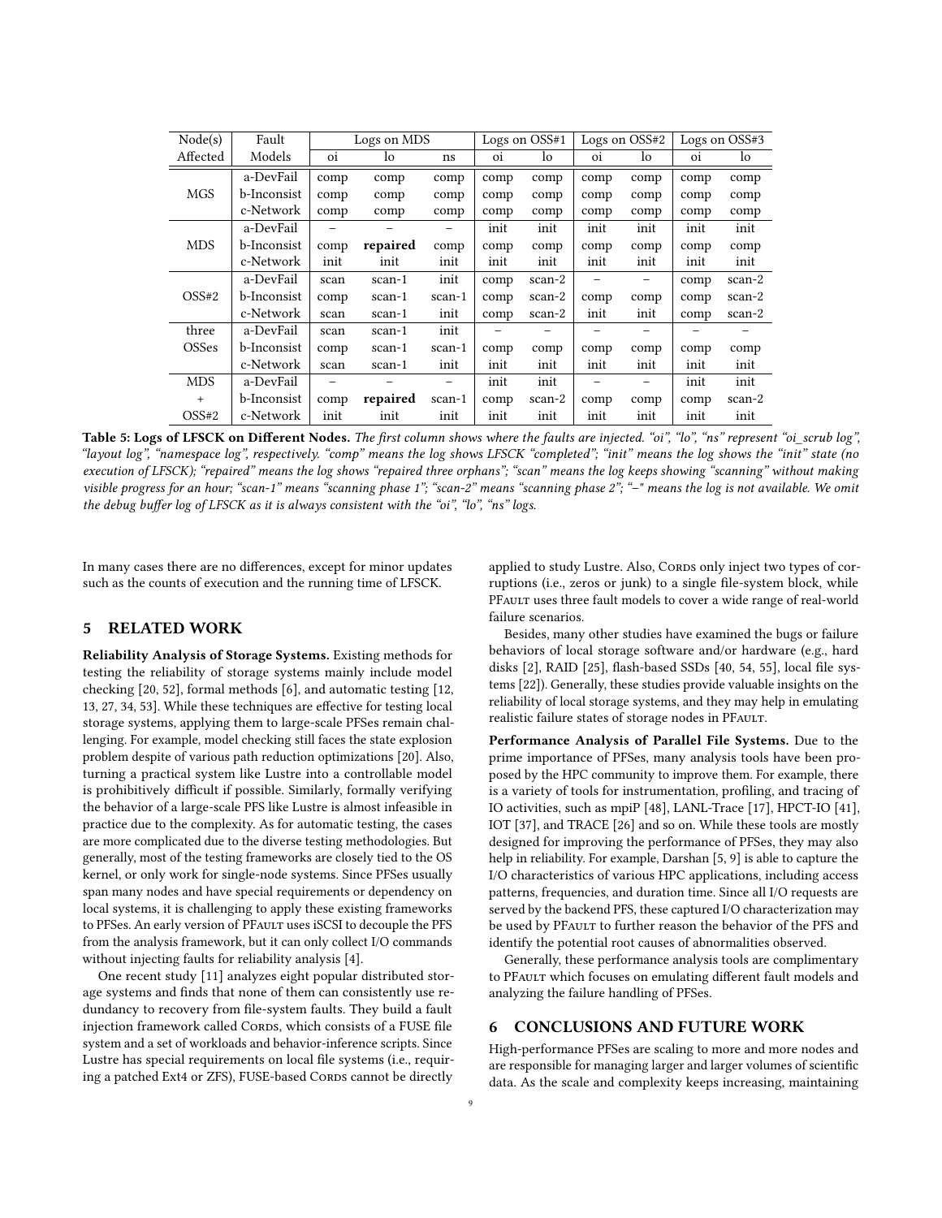| Node(s) | Fault | Logs on MDS | | | Logs on OSS#1 | | Logs on OSS#2 | | Logs on OSS#3 | |
|---|---|---|---|---|---|---|---|---|---|---|
| Affected | Models | oi | lo | ns | oi | lo | oi | lo | oi | lo |
| MGS | a-DevFail | comp | comp | comp | comp | comp | comp | comp | comp | comp |
| | b-Inconsist | comp | comp | comp | comp | comp | comp | comp | comp | comp |
| | c-Network | comp | comp | comp | comp | comp | comp | comp | comp | comp |
| MDS | a-DevFail | – | – | – | init | init | init | init | init | init |
| | b-Inconsist | comp | **repaired** | comp | comp | comp | comp | comp | comp | comp |
| | c-Network | init | init | init | init | init | init | init | init | init |
| OSS#2 | a-DevFail | scan | scan-1 | init | comp | scan-2 | – | – | comp | scan-2 |
| | b-Inconsist | comp | scan-1 | scan-1 | comp | scan-2 | comp | comp | comp | scan-2 |
| | c-Network | scan | scan-1 | init | comp | scan-2 | init | init | comp | scan-2 |
| three OSSes | a-DevFail | scan | scan-1 | init | – | – | – | – | – | – |
| | b-Inconsist | comp | scan-1 | scan-1 | comp | comp | comp | comp | comp | comp |
| | c-Network | scan | scan-1 | init | init | init | init | init | init | init |
| MDS + OSS#2 | a-DevFail | – | – | – | init | init | – | – | init | init |
| | b-Inconsist | comp | **repaired** | scan-1 | comp | scan-2 | comp | comp | comp | scan-2 |
| | c-Network | init | init | init | init | init | init | init | init | init |

**Table 5: Logs of LFSCK on Different Nodes.** *The first column shows where the faults are injected. "oi", "lo", "ns" represent "oi_scrub log", "layout log", "namespace log", respectively. "comp" means the log shows LFSCK "completed"; "init" means the log shows the "init" state (no execution of LFSCK); "repaired" means the log shows "repaired three orphans"; "scan" means the log keeps showing "scanning" without making visible progress for an hour; "scan-1" means "scanning phase 1"; "scan-2" means "scanning phase 2"; "–" means the log is not available. We omit the debug buffer log of LFSCK as it is always consistent with the "oi", "lo", "ns" logs.*

In many cases there are no differences, except for minor updates such as the counts of execution and the running time of LFSCK.

## 5 RELATED WORK

**Reliability Analysis of Storage Systems.** Existing methods for testing the reliability of storage systems mainly include model checking [20, 52], formal methods [6], and automatic testing [12, 13, 27, 34, 53]. While these techniques are effective for testing local storage systems, applying them to large-scale PFSes remain challenging. For example, model checking still faces the state explosion problem despite of various path reduction optimizations [20]. Also, turning a practical system like Lustre into a controllable model is prohibitively difficult if possible. Similarly, formally verifying the behavior of a large-scale PFS like Lustre is almost infeasible in practice due to the complexity. As for automatic testing, the cases are more complicated due to the diverse testing methodologies. But generally, most of the testing frameworks are closely tied to the OS kernel, or only work for single-node systems. Since PFSes usually span many nodes and have special requirements or dependency on local systems, it is challenging to apply these existing frameworks to PFSes. An early version of PFault uses iSCSI to decouple the PFS from the analysis framework, but it can only collect I/O commands without injecting faults for reliability analysis [4].

One recent study [11] analyzes eight popular distributed storage systems and finds that none of them can consistently use redundancy to recovery from file-system faults. They build a fault injection framework called Cords, which consists of a FUSE file system and a set of workloads and behavior-inference scripts. Since Lustre has special requirements on local file systems (i.e., requiring a patched Ext4 or ZFS), FUSE-based Cords cannot be directly applied to study Lustre. Also, Cords only inject two types of corruptions (i.e., zeros or junk) to a single file-system block, while PFault uses three fault models to cover a wide range of real-world failure scenarios.

Besides, many other studies have examined the bugs or failure behaviors of local storage software and/or hardware (e.g., hard disks [2], RAID [25], flash-based SSDs [40, 54, 55], local file systems [22]). Generally, these studies provide valuable insights on the reliability of local storage systems, and they may help in emulating realistic failure states of storage nodes in PFault.

**Performance Analysis of Parallel File Systems.** Due to the prime importance of PFSes, many analysis tools have been proposed by the HPC community to improve them. For example, there is a variety of tools for instrumentation, profiling, and tracing of IO activities, such as mpiP [48], LANL-Trace [17], HPCT-IO [41], IOT [37], and TRACE [26] and so on. While these tools are mostly designed for improving the performance of PFSes, they may also help in reliability. For example, Darshan [5, 9] is able to capture the I/O characteristics of various HPC applications, including access patterns, frequencies, and duration time. Since all I/O requests are served by the backend PFS, these captured I/O characterization may be used by PFault to further reason the behavior of the PFS and identify the potential root causes of abnormalities observed.

Generally, these performance analysis tools are complimentary to PFault which focuses on emulating different fault models and analyzing the failure handling of PFSes.

## 6 CONCLUSIONS AND FUTURE WORK

High-performance PFSes are scaling to more and more nodes and are responsible for managing larger and larger volumes of scientific data. As the scale and complexity keeps increasing, maintaining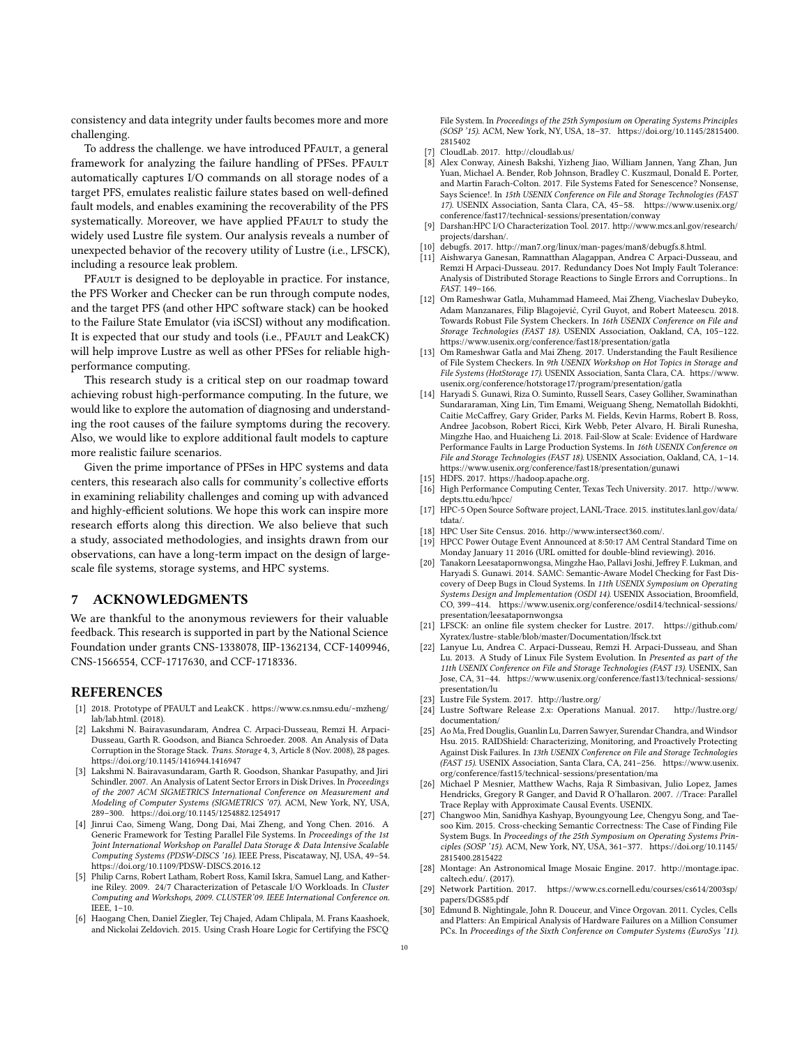consistency and data integrity under faults becomes more and more challenging.

To address the challenge. we have introduced PFault, a general framework for analyzing the failure handling of PFSes. PFault automatically captures I/O commands on all storage nodes of a target PFS, emulates realistic failure states based on well-defined fault models, and enables examining the recoverability of the PFS systematically. Moreover, we have applied PFault to study the widely used Lustre file system. Our analysis reveals a number of unexpected behavior of the recovery utility of Lustre (i.e., LFSCK), including a resource leak problem.

PFault is designed to be deployable in practice. For instance, the PFS Worker and Checker can be run through compute nodes, and the target PFS (and other HPC software stack) can be hooked to the Failure State Emulator (via iSCSI) without any modification. It is expected that our study and tools (i.e., PFault and LeakCK) will help improve Lustre as well as other PFSes for reliable high-performance computing.

This research study is a critical step on our roadmap toward achieving robust high-performance computing. In the future, we would like to explore the automation of diagnosing and understanding the root causes of the failure symptoms during the recovery. Also, we would like to explore additional fault models to capture more realistic failure scenarios.

Given the prime importance of PFSes in HPC systems and data centers, this researach also calls for community's collective efforts in examining reliability challenges and coming up with advanced and highly-efficient solutions. We hope this work can inspire more research efforts along this direction. We also believe that such a study, associated methodologies, and insights drawn from our observations, can have a long-term impact on the design of large-scale file systems, storage systems, and HPC systems.

## 7 ACKNOWLEDGMENTS

We are thankful to the anonymous reviewers for their valuable feedback. This research is supported in part by the National Science Foundation under grants CNS-1338078, IIP-1362134, CCF-1409946, CNS-1566554, CCF-1717630, and CCF-1718336.

## REFERENCES

[1] 2018. Prototype of PFAULT and LeakCK . https://www.cs.nmsu.edu/~mzheng/lab/lab.html. (2018).

[2] Lakshmi N. Bairavasundaram, Andrea C. Arpaci-Dusseau, Remzi H. Arpaci-Dusseau, Garth R. Goodson, and Bianca Schroeder. 2008. An Analysis of Data Corruption in the Storage Stack. *Trans. Storage* 4, 3, Article 8 (Nov. 2008), 28 pages. https://doi.org/10.1145/1416944.1416947

[3] Lakshmi N. Bairavasundaram, Garth R. Goodson, Shankar Pasupathy, and Jiri Schindler. 2007. An Analysis of Latent Sector Errors in Disk Drives. In *Proceedings of the 2007 ACM SIGMETRICS International Conference on Measurement and Modeling of Computer Systems (SIGMETRICS '07)*. ACM, New York, NY, USA, 289–300. https://doi.org/10.1145/1254882.1254917

[4] Jinrui Cao, Simeng Wang, Dong Dai, Mai Zheng, and Yong Chen. 2016. A Generic Framework for Testing Parallel File Systems. In *Proceedings of the 1st Joint International Workshop on Parallel Data Storage & Data Intensive Scalable Computing Systems (PDSW-DISCS '16)*. IEEE Press, Piscataway, NJ, USA, 49–54. https://doi.org/10.1109/PDSW-DISCS.2016.12

[5] Philip Carns, Robert Latham, Robert Ross, Kamil Iskra, Samuel Lang, and Katherine Riley. 2009. 24/7 Characterization of Petascale I/O Workloads. In *Cluster Computing and Workshops, 2009. CLUSTER'09. IEEE International Conference on*. IEEE, 1–10.

[6] Haogang Chen, Daniel Ziegler, Tej Chajed, Adam Chlipala, M. Frans Kaashoek, and Nickolai Zeldovich. 2015. Using Crash Hoare Logic for Certifying the FSCQ File System. In *Proceedings of the 25th Symposium on Operating Systems Principles (SOSP '15)*. ACM, New York, NY, USA, 18–37. https://doi.org/10.1145/2815400.2815402

[7] CloudLab. 2017. http://cloudlab.us/

[8] Alex Conway, Ainesh Bakshi, Yizheng Jiao, William Jannen, Yang Zhan, Jun Yuan, Michael A. Bender, Rob Johnson, Bradley C. Kuszmaul, Donald E. Porter, and Martin Farach-Colton. 2017. File Systems Fated for Senescence? Nonsense, Says Science!. In *15th USENIX Conference on File and Storage Technologies (FAST 17)*. USENIX Association, Santa Clara, CA, 45–58. https://www.usenix.org/conference/fast17/technical-sessions/presentation/conway

[9] Darshan:HPC I/O Characterization Tool. 2017. http://www.mcs.anl.gov/research/projects/darshan/.

[10] debugfs. 2017. http://man7.org/linux/man-pages/man8/debugfs.8.html.

[11] Aishwarya Ganesan, Ramnatthan Alagappan, Andrea C Arpaci-Dusseau, and Remzi H Arpaci-Dusseau. 2017. Redundancy Does Not Imply Fault Tolerance: Analysis of Distributed Storage Reactions to Single Errors and Corruptions.. In *FAST*. 149–166.

[12] Om Rameshwar Gatla, Muhammad Hameed, Mai Zheng, Viacheslav Dubeyko, Adam Manzanares, Filip Blagojević, Cyril Guyot, and Robert Mateescu. 2018. Towards Robust File System Checkers. In *16th USENIX Conference on File and Storage Technologies (FAST 18)*. USENIX Association, Oakland, CA, 105–122. https://www.usenix.org/conference/fast18/presentation/gatla

[13] Om Rameshwar Gatla and Mai Zheng. 2017. Understanding the Fault Resilience of File System Checkers. In *9th USENIX Workshop on Hot Topics in Storage and File Systems (HotStorage 17)*. USENIX Association, Santa Clara, CA. https://www.usenix.org/conference/hotstorage17/program/presentation/gatla

[14] Haryadi S. Gunawi, Riza O. Suminto, Russell Sears, Casey Golliher, Swaminathan Sundararaman, Xing Lin, Tim Emami, Weiguang Sheng, Nematollah Bidokhti, Caitie McCaffrey, Gary Grider, Parks M. Fields, Kevin Harms, Robert B. Ross, Andree Jacobson, Robert Ricci, Kirk Webb, Peter Alvaro, H. Birali Runesha, Mingzhe Hao, and Huaicheng Li. 2018. Fail-Slow at Scale: Evidence of Hardware Performance Faults in Large Production Systems. In *16th USENIX Conference on File and Storage Technologies (FAST 18)*. USENIX Association, Oakland, CA, 1–14. https://www.usenix.org/conference/fast18/presentation/gunawi

[15] HDFS. 2017. https://hadoop.apache.org.

[16] High Performance Computing Center, Texas Tech University. 2017. http://www.depts.ttu.edu/hpcc/

[17] HPC-5 Open Source Software project, LANL-Trace. 2015. institutes.lanl.gov/data/tdata/.

[18] HPC User Site Census. 2016. http://www.intersect360.com/.

[19] HPCC Power Outage Event Announced at 8:50:17 AM Central Standard Time on Monday January 11 2016 (URL omitted for double-blind reviewing). 2016.

[20] Tanakorn Leesatapornwongsa, Mingzhe Hao, Pallavi Joshi, Jeffrey F. Lukman, and Haryadi S. Gunawi. 2014. SAMC: Semantic-Aware Model Checking for Fast Discovery of Deep Bugs in Cloud Systems. In *11th USENIX Symposium on Operating Systems Design and Implementation (OSDI 14)*. USENIX Association, Broomfield, CO, 399–414. https://www.usenix.org/conference/osdi14/technical-sessions/presentation/leesatapornwongsa

[21] LFSCK: an online file system checker for Lustre. 2017. https://github.com/Xyratex/lustre-stable/blob/master/Documentation/lfsck.txt

[22] Lanyue Lu, Andrea C. Arpaci-Dusseau, Remzi H. Arpaci-Dusseau, and Shan Lu. 2013. A Study of Linux File System Evolution. In *Presented as part of the 11th USENIX Conference on File and Storage Technologies (FAST 13)*. USENIX, San Jose, CA, 31–44. https://www.usenix.org/conference/fast13/technical-sessions/presentation/lu

[23] Lustre File System. 2017. http://lustre.org/

[24] Lustre Software Release 2.x: Operations Manual. 2017. http://lustre.org/documentation/

[25] Ao Ma, Fred Douglis, Guanlin Lu, Darren Sawyer, Surendar Chandra, and Windsor Hsu. 2015. RAIDShield: Characterizing, Monitoring, and Proactively Protecting Against Disk Failures. In *13th USENIX Conference on File and Storage Technologies (FAST 15)*. USENIX Association, Santa Clara, CA, 241–256. https://www.usenix.org/conference/fast15/technical-sessions/presentation/ma

[26] Michael P Mesnier, Matthew Wachs, Raja R Simbasivan, Julio Lopez, James Hendricks, Gregory R Ganger, and David R O'hallaron. 2007. //Trace: Parallel Trace Replay with Approximate Causal Events. USENIX.

[27] Changwoo Min, Sanidhya Kashyap, Byoungyoung Lee, Chengyu Song, and Taesoo Kim. 2015. Cross-checking Semantic Correctness: The Case of Finding File System Bugs. In *Proceedings of the 25th Symposium on Operating Systems Principles (SOSP '15)*. ACM, New York, NY, USA, 361–377. https://doi.org/10.1145/2815400.2815422

[28] Montage: An Astronomical Image Mosaic Engine. 2017. http://montage.ipac.caltech.edu/. (2017).

[29] Network Partition. 2017. https://www.cs.cornell.edu/courses/cs614/2003sp/papers/DGS85.pdf

[30] Edmund B. Nightingale, John R. Douceur, and Vince Orgovan. 2011. Cycles, Cells and Platters: An Empirical Analysis of Hardware Failures on a Million Consumer PCs. In *Proceedings of the Sixth Conference on Computer Systems (EuroSys '11)*.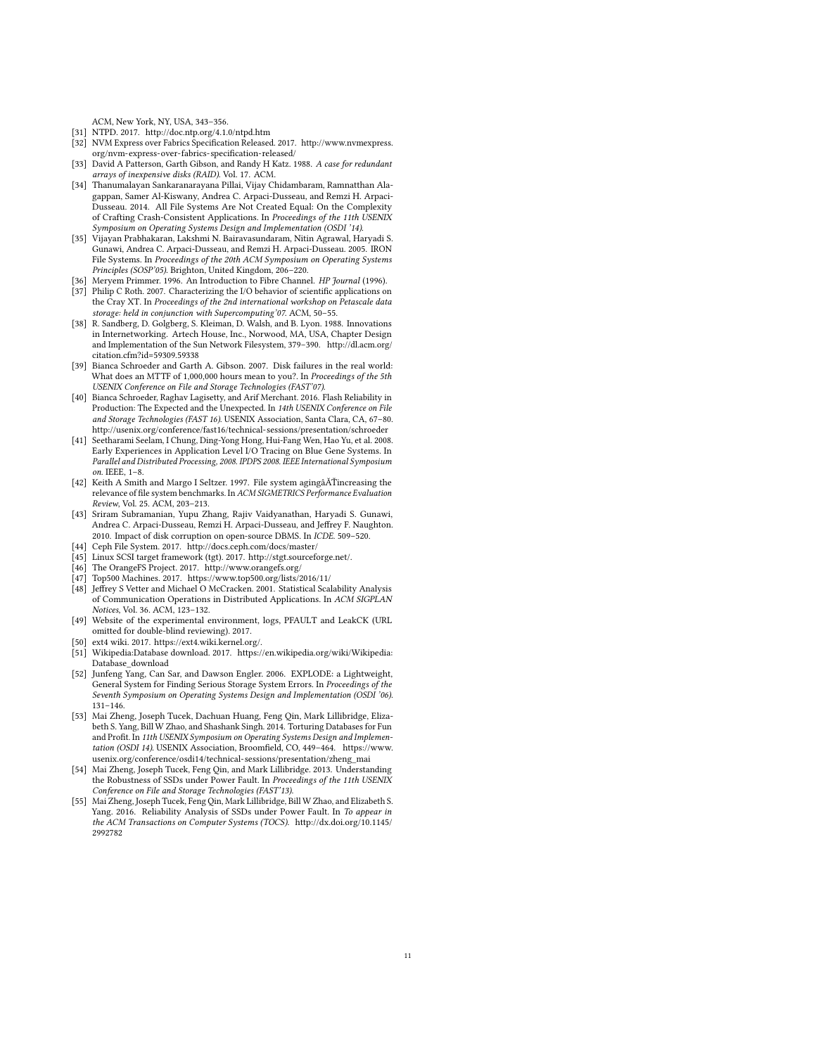ACM, New York, NY, USA, 343–356.

- [31] NTPD. 2017. http://doc.ntp.org/4.1.0/ntpd.htm
- [32] NVM Express over Fabrics Specification Released. 2017. http://www.nvmexpress.org/nvm-express-over-fabrics-specification-released/
- [33] David A Patterson, Garth Gibson, and Randy H Katz. 1988. *A case for redundant arrays of inexpensive disks (RAID)*. Vol. 17. ACM.
- [34] Thanumalayan Sankaranarayana Pillai, Vijay Chidambaram, Ramnatthan Alagappan, Samer Al-Kiswany, Andrea C. Arpaci-Dusseau, and Remzi H. Arpaci-Dusseau. 2014. All File Systems Are Not Created Equal: On the Complexity of Crafting Crash-Consistent Applications. In *Proceedings of the 11th USENIX Symposium on Operating Systems Design and Implementation (OSDI '14)*.
- [35] Vijayan Prabhakaran, Lakshmi N. Bairavasundaram, Nitin Agrawal, Haryadi S. Gunawi, Andrea C. Arpaci-Dusseau, and Remzi H. Arpaci-Dusseau. 2005. IRON File Systems. In *Proceedings of the 20th ACM Symposium on Operating Systems Principles (SOSP'05)*. Brighton, United Kingdom, 206–220.
- [36] Meryem Primmer. 1996. An Introduction to Fibre Channel. *HP Journal* (1996).
- [37] Philip C Roth. 2007. Characterizing the I/O behavior of scientific applications on the Cray XT. In *Proceedings of the 2nd international workshop on Petascale data storage: held in conjunction with Supercomputing'07*. ACM, 50–55.
- [38] R. Sandberg, D. Golgberg, S. Kleiman, D. Walsh, and B. Lyon. 1988. Innovations in Internetworking. Artech House, Inc., Norwood, MA, USA, Chapter Design and Implementation of the Sun Network Filesystem, 379–390. http://dl.acm.org/citation.cfm?id=59309.59338
- [39] Bianca Schroeder and Garth A. Gibson. 2007. Disk failures in the real world: What does an MTTF of 1,000,000 hours mean to you?. In *Proceedings of the 5th USENIX Conference on File and Storage Technologies (FAST'07)*.
- [40] Bianca Schroeder, Raghav Lagisetty, and Arif Merchant. 2016. Flash Reliability in Production: The Expected and the Unexpected. In *14th USENIX Conference on File and Storage Technologies (FAST 16)*. USENIX Association, Santa Clara, CA, 67–80. http://usenix.org/conference/fast16/technical-sessions/presentation/schroeder
- [41] Seetharami Seelam, I Chung, Ding-Yong Hong, Hui-Fang Wen, Hao Yu, et al. 2008. Early Experiences in Application Level I/O Tracing on Blue Gene Systems. In *Parallel and Distributed Processing, 2008. IPDPS 2008. IEEE International Symposium on*. IEEE, 1–8.
- [42] Keith A Smith and Margo I Seltzer. 1997. File system agingâĂŤincreasing the relevance of file system benchmarks. In *ACM SIGMETRICS Performance Evaluation Review*, Vol. 25. ACM, 203–213.
- [43] Sriram Subramanian, Yupu Zhang, Rajiv Vaidyanathan, Haryadi S. Gunawi, Andrea C. Arpaci-Dusseau, Remzi H. Arpaci-Dusseau, and Jeffrey F. Naughton. 2010. Impact of disk corruption on open-source DBMS. In *ICDE*. 509–520.
- [44] Ceph File System. 2017. http://docs.ceph.com/docs/master/
- [45] Linux SCSI target framework (tgt). 2017. http://stgt.sourceforge.net/.
- [46] The OrangeFS Project. 2017. http://www.orangefs.org/
- [47] Top500 Machines. 2017. https://www.top500.org/lists/2016/11/
- [48] Jeffrey S Vetter and Michael O McCracken. 2001. Statistical Scalability Analysis of Communication Operations in Distributed Applications. In *ACM SIGPLAN Notices*, Vol. 36. ACM, 123–132.
- [49] Website of the experimental environment, logs, PFAULT and LeakCK (URL omitted for double-blind reviewing). 2017.
- [50] ext4 wiki. 2017. https://ext4.wiki.kernel.org/.
- [51] Wikipedia:Database download. 2017. https://en.wikipedia.org/wiki/Wikipedia:Database_download
- [52] Junfeng Yang, Can Sar, and Dawson Engler. 2006. EXPLODE: a Lightweight, General System for Finding Serious Storage System Errors. In *Proceedings of the Seventh Symposium on Operating Systems Design and Implementation (OSDI '06)*. 131–146.
- [53] Mai Zheng, Joseph Tucek, Dachuan Huang, Feng Qin, Mark Lillibridge, Elizabeth S. Yang, Bill W Zhao, and Shashank Singh. 2014. Torturing Databases for Fun and Profit. In *11th USENIX Symposium on Operating Systems Design and Implementation (OSDI 14)*. USENIX Association, Broomfield, CO, 449–464. https://www.usenix.org/conference/osdi14/technical-sessions/presentation/zheng_mai
- [54] Mai Zheng, Joseph Tucek, Feng Qin, and Mark Lillibridge. 2013. Understanding the Robustness of SSDs under Power Fault. In *Proceedings of the 11th USENIX Conference on File and Storage Technologies (FAST'13)*.
- [55] Mai Zheng, Joseph Tucek, Feng Qin, Mark Lillibridge, Bill W Zhao, and Elizabeth S. Yang. 2016. Reliability Analysis of SSDs under Power Fault. In *To appear in the ACM Transactions on Computer Systems (TOCS)*. http://dx.doi.org/10.1145/2992782